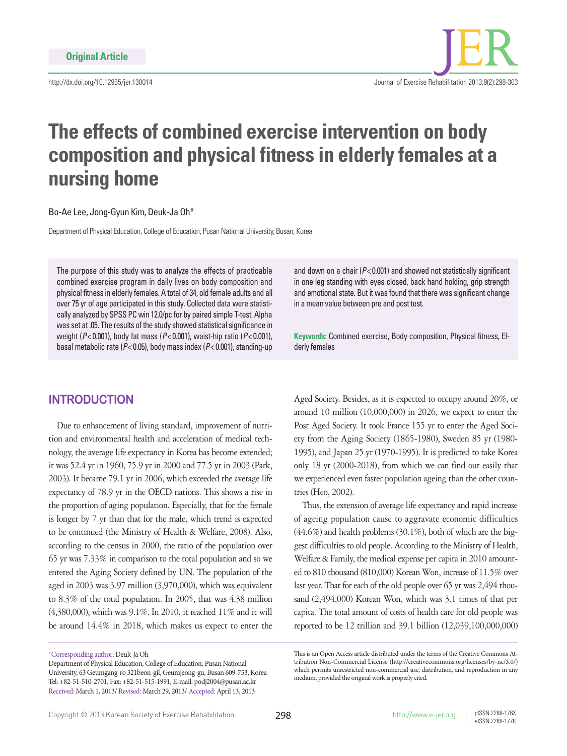Original Article

# The effects of combined exercise intervention on body composition and physical fitness in elderly females at a nursing home

Bo-Ae Lee, Jong-Gyun Kim, Deuk-Ja Oh*

Department of Physical Education, College of Education, Pusan National University, Busan, Korea

The purpose of this study was to analyze the effects of practicable combined exercise program in daily lives on body composition and physical fitness in elderly females. A total of 34, old female adults and all over 75 yr of age participated in this study. Collected data were statistically analyzed by SPSS PC win 12.0/pc for by paired simple T-test. Alpha was set at .05. The results of the study showed statistical significance in weight ($P$<0.001), body fat mass ($P$<0.001), waist-hip ratio ($P$<0.001), basal metabolic rate ($P$<0.05), body mass index ($P$<0.001), standing-up and down on a chair ($P$<0.001) and showed not statistically significant in one leg standing with eyes closed, back hand holding, grip strength and emotional state. But it was found that there was significant change in a mean value between pre and post test.

**Keywords:** Combined exercise, Body composition, Physical fitness, Elderly females

## INTRODUCTION

Due to enhancement of living standard, improvement of nutrition and environmental health and acceleration of medical technology, the average life expectancy in Korea has become extended; it was 52.4 yr in 1960, 75.9 yr in 2000 and 77.5 yr in 2003 (Park, 2003). It became 79.1 yr in 2006, which exceeded the average life expectancy of 78.9 yr in the OECD nations. This shows a rise in the proportion of aging population. Especially, that for the female is longer by 7 yr than that for the male, which trend is expected to be continued (the Ministry of Health & Welfare, 2008). Also, according to the census in 2000, the ratio of the population over 65 yr was 7.33% in comparison to the total population and so we entered the Aging Society defined by UN. The population of the aged in 2003 was 3.97 million (3,970,000), which was equivalent to 8.3% of the total population. In 2005, that was 4.38 million (4,380,000), which was 9.1%. In 2010, it reached 11% and it will be around 14.4% in 2018, which makes us expect to enter the Aged Society. Besides, as it is expected to occupy around 20%, or around 10 million (10,000,000) in 2026, we expect to enter the Post Aged Society. It took France 155 yr to enter the Aged Society from the Aging Society (1865-1980), Sweden 85 yr (1980-1995), and Japan 25 yr (1970-1995). It is predicted to take Korea only 18 yr (2000-2018), from which we can find out easily that we experienced even faster population ageing than the other countries (Heo, 2002).

Thus, the extension of average life expectancy and rapid increase of ageing population cause to aggravate economic difficulties (44.6%) and health problems (30.1%), both of which are the biggest difficulties to old people. According to the Ministry of Health, Welfare & Family, the medical expense per capita in 2010 amounted to 810 thousand (810,000) Korean Won, increase of 11.5% over last year. That for each of the old people over 65 yr was 2,494 thousand (2,494,000) Korean Won, which was 3.1 times of that per capita. The total amount of costs of health care for old people was reported to be 12 trillion and 39.1 billion (12,039,100,000,000)

*Corresponding author: Deuk-Ja Oh
Department of Physical Education, College of Education, Pusan National University, 63 Geumgang-ro 321beon-gil, Geumjeong-gu, Busan 609-753, Korea
Tel: +82-51-510-2701, Fax: +82-51-515-1991, E-mail: podj2004@pusan.ac.kr
Received: March 1, 2013/ Revised: March 29, 2013/ Accepted: April 13, 2013

This is an Open Access article distributed under the terms of the Creative Commons Attribution Non-Commercial License (http://creativecommons.org/licenses/by-nc/3.0/) which permits unrestricted non-commercial use, distribution, and reproduction in any medium, provided the original work is properly cited.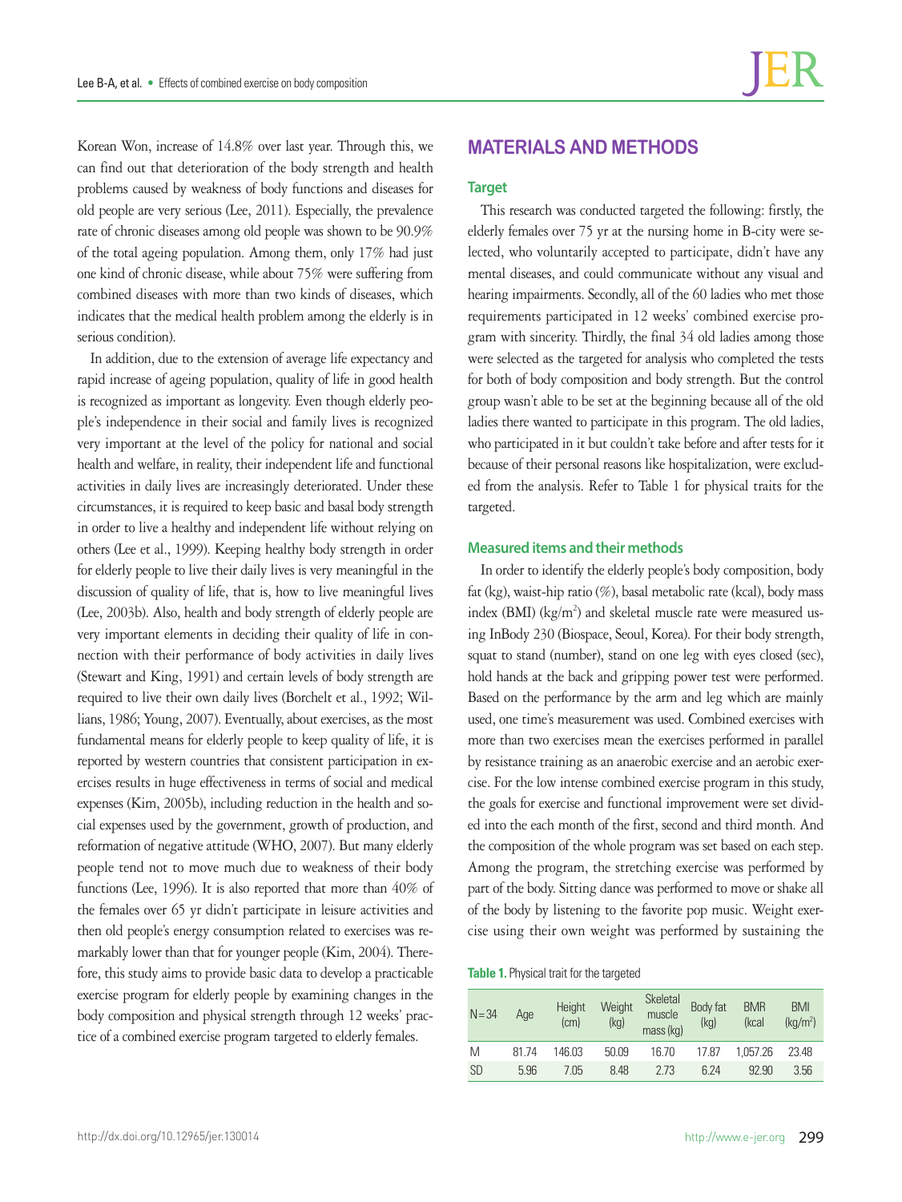Korean Won, increase of 14.8% over last year. Through this, we can find out that deterioration of the body strength and health problems caused by weakness of body functions and diseases for old people are very serious (Lee, 2011). Especially, the prevalence rate of chronic diseases among old people was shown to be 90.9% of the total ageing population. Among them, only 17% had just one kind of chronic disease, while about 75% were suffering from combined diseases with more than two kinds of diseases, which indicates that the medical health problem among the elderly is in serious condition).

In addition, due to the extension of average life expectancy and rapid increase of ageing population, quality of life in good health is recognized as important as longevity. Even though elderly people's independence in their social and family lives is recognized very important at the level of the policy for national and social health and welfare, in reality, their independent life and functional activities in daily lives are increasingly deteriorated. Under these circumstances, it is required to keep basic and basal body strength in order to live a healthy and independent life without relying on others (Lee et al., 1999). Keeping healthy body strength in order for elderly people to live their daily lives is very meaningful in the discussion of quality of life, that is, how to live meaningful lives (Lee, 2003b). Also, health and body strength of elderly people are very important elements in deciding their quality of life in connection with their performance of body activities in daily lives (Stewart and King, 1991) and certain levels of body strength are required to live their own daily lives (Borchelt et al., 1992; Willians, 1986; Young, 2007). Eventually, about exercises, as the most fundamental means for elderly people to keep quality of life, it is reported by western countries that consistent participation in exercises results in huge effectiveness in terms of social and medical expenses (Kim, 2005b), including reduction in the health and social expenses used by the government, growth of production, and reformation of negative attitude (WHO, 2007). But many elderly people tend not to move much due to weakness of their body functions (Lee, 1996). It is also reported that more than 40% of the females over 65 yr didn't participate in leisure activities and then old people's energy consumption related to exercises was remarkably lower than that for younger people (Kim, 2004). Therefore, this study aims to provide basic data to develop a practicable exercise program for elderly people by examining changes in the body composition and physical strength through 12 weeks' practice of a combined exercise program targeted to elderly females.

## MATERIALS AND METHODS

### Target

This research was conducted targeted the following: firstly, the elderly females over 75 yr at the nursing home in B-city were selected, who voluntarily accepted to participate, didn't have any mental diseases, and could communicate without any visual and hearing impairments. Secondly, all of the 60 ladies who met those requirements participated in 12 weeks' combined exercise program with sincerity. Thirdly, the final 34 old ladies among those were selected as the targeted for analysis who completed the tests for both of body composition and body strength. But the control group wasn't able to be set at the beginning because all of the old ladies there wanted to participate in this program. The old ladies, who participated in it but couldn't take before and after tests for it because of their personal reasons like hospitalization, were excluded from the analysis. Refer to Table 1 for physical traits for the targeted.

### Measured items and their methods

In order to identify the elderly people's body composition, body fat (kg), waist-hip ratio (%), basal metabolic rate (kcal), body mass index (BMI) (kg/m$^2$) and skeletal muscle rate were measured using InBody 230 (Biospace, Seoul, Korea). For their body strength, squat to stand (number), stand on one leg with eyes closed (sec), hold hands at the back and gripping power test were performed. Based on the performance by the arm and leg which are mainly used, one time's measurement was used. Combined exercises with more than two exercises mean the exercises performed in parallel by resistance training as an anaerobic exercise and an aerobic exercise. For the low intense combined exercise program in this study, the goals for exercise and functional improvement were set divided into the each month of the first, second and third month. And the composition of the whole program was set based on each step. Among the program, the stretching exercise was performed by part of the body. Sitting dance was performed to move or shake all of the body by listening to the favorite pop music. Weight exercise using their own weight was performed by sustaining the

**Table 1.** Physical trait for the targeted

| N = 34 | Age | Height (cm) | Weight (kg) | Skeletal muscle mass (kg) | Body fat (kg) | BMR (kcal | BMI (kg/m$^2$) |
|---|---|---|---|---|---|---|---|
| M | 81.74 | 146.03 | 50.09 | 16.70 | 17.87 | 1,057.26 | 23.48 |
| SD | 5.96 | 7.05 | 8.48 | 2.73 | 6.24 | 92.90 | 3.56 |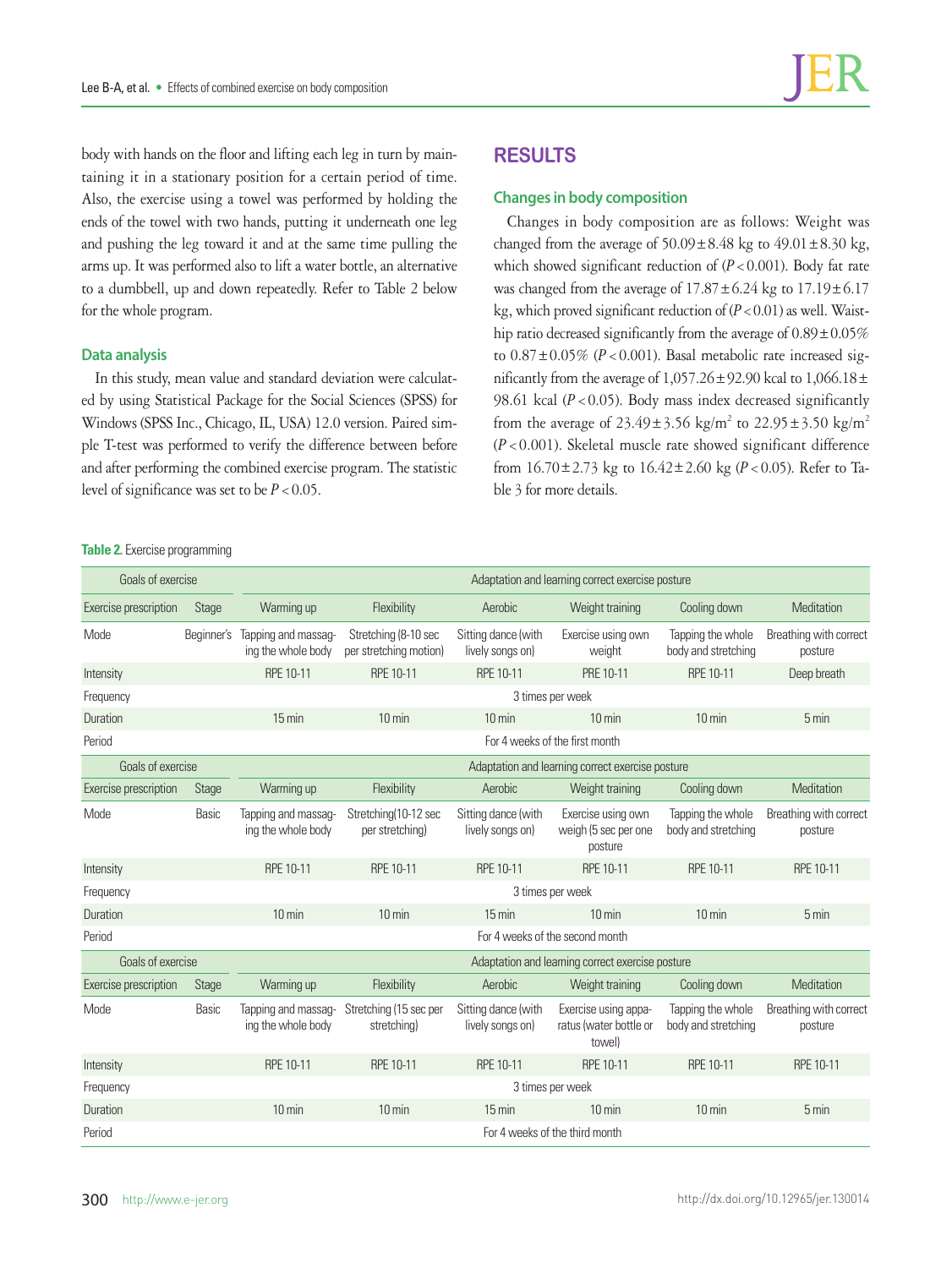body with hands on the floor and lifting each leg in turn by maintaining it in a stationary position for a certain period of time. Also, the exercise using a towel was performed by holding the ends of the towel with two hands, putting it underneath one leg and pushing the leg toward it and at the same time pulling the arms up. It was performed also to lift a water bottle, an alternative to a dumbbell, up and down repeatedly. Refer to Table 2 below for the whole program.

### Data analysis

In this study, mean value and standard deviation were calculated by using Statistical Package for the Social Sciences (SPSS) for Windows (SPSS Inc., Chicago, IL, USA) 12.0 version. Paired simple T-test was performed to verify the difference between before and after performing the combined exercise program. The statistic level of significance was set to be $P<0.05$.

## RESULTS

### Changes in body composition

Changes in body composition are as follows: Weight was changed from the average of 50.09±8.48 kg to 49.01±8.30 kg, which showed significant reduction of ($P<0.001$). Body fat rate was changed from the average of 17.87±6.24 kg to 17.19±6.17 kg, which proved significant reduction of ($P<0.01$) as well. Waist-hip ratio decreased significantly from the average of 0.89±0.05% to 0.87±0.05% ($P<0.001$). Basal metabolic rate increased significantly from the average of 1,057.26±92.90 kcal to 1,066.18±98.61 kcal ($P<0.05$). Body mass index decreased significantly from the average of 23.49±3.56 kg/m$^2$ to 22.95±3.50 kg/m$^2$ ($P<0.001$). Skeletal muscle rate showed significant difference from 16.70±2.73 kg to 16.42±2.60 kg ($P<0.05$). Refer to Table 3 for more details.

**Table 2.** Exercise programming

| Goals of exercise | | Adaptation and learning correct exercise posture | | | | | |
|---|---|---|---|---|---|---|---|
| Exercise prescription | Stage | Warming up | Flexibility | Aerobic | Weight training | Cooling down | Meditation |
| Mode | Beginner's | Tapping and massaging the whole body | Stretching (8-10 sec per stretching motion) | Sitting dance (with lively songs on) | Exercise using own weight | Tapping the whole body and stretching | Breathing with correct posture |
| Intensity | | RPE 10-11 | RPE 10-11 | RPE 10-11 | PRE 10-11 | RPE 10-11 | Deep breath |
| Frequency | | 3 times per week | | | | | |
| Duration | | 15 min | 10 min | 10 min | 10 min | 10 min | 5 min |
| Period | | For 4 weeks of the first month | | | | | |
| Goals of exercise | | Adaptation and learning correct exercise posture | | | | | |
| Exercise prescription | Stage | Warming up | Flexibility | Aerobic | Weight training | Cooling down | Meditation |
| Mode | Basic | Tapping and massaging the whole body | Stretching(10-12 sec per stretching) | Sitting dance (with lively songs on) | Exercise using own weigh (5 sec per one posture | Tapping the whole body and stretching | Breathing with correct posture |
| Intensity | | RPE 10-11 | RPE 10-11 | RPE 10-11 | RPE 10-11 | RPE 10-11 | RPE 10-11 |
| Frequency | | 3 times per week | | | | | |
| Duration | | 10 min | 10 min | 15 min | 10 min | 10 min | 5 min |
| Period | | For 4 weeks of the second month | | | | | |
| Goals of exercise | | Adaptation and learning correct exercise posture | | | | | |
| Exercise prescription | Stage | Warming up | Flexibility | Aerobic | Weight training | Cooling down | Meditation |
| Mode | Basic | Tapping and massaging the whole body | Stretching (15 sec per stretching) | Sitting dance (with lively songs on) | Exercise using apparatus (water bottle or towel) | Tapping the whole body and stretching | Breathing with correct posture |
| Intensity | | RPE 10-11 | RPE 10-11 | RPE 10-11 | RPE 10-11 | RPE 10-11 | RPE 10-11 |
| Frequency | | 3 times per week | | | | | |
| Duration | | 10 min | 10 min | 15 min | 10 min | 10 min | 5 min |
| Period | | For 4 weeks of the third month | | | | | |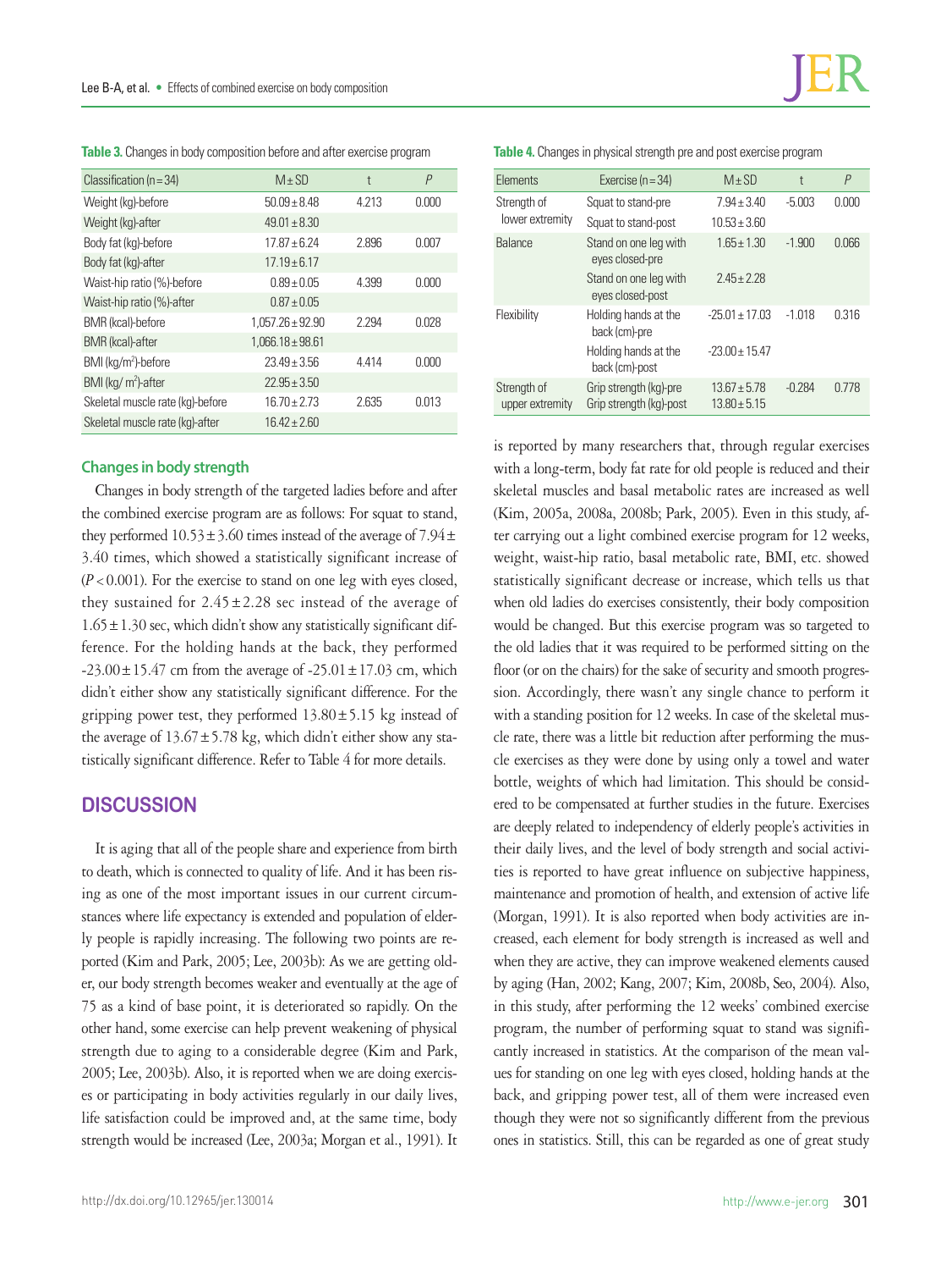**Table 3.** Changes in body composition before and after exercise program

| Classification (n=34) | M±SD | t | *P* |
|---|---|---|---|
| Weight (kg)-before | 50.09±8.48 | 4.213 | 0.000 |
| Weight (kg)-after | 49.01±8.30 | | |
| Body fat (kg)-before | 17.87±6.24 | 2.896 | 0.007 |
| Body fat (kg)-after | 17.19±6.17 | | |
| Waist-hip ratio (%)-before | 0.89±0.05 | 4.399 | 0.000 |
| Waist-hip ratio (%)-after | 0.87±0.05 | | |
| BMR (kcal)-before | 1,057.26±92.90 | 2.294 | 0.028 |
| BMR (kcal)-after | 1,066.18±98.61 | | |
| BMI (kg/m$^2$)-before | 23.49±3.56 | 4.414 | 0.000 |
| BMI (kg/ m$^2$)-after | 22.95±3.50 | | |
| Skeletal muscle rate (kg)-before | 16.70±2.73 | 2.635 | 0.013 |
| Skeletal muscle rate (kg)-after | 16.42±2.60 | | |

### Changes in body strength

Changes in body strength of the targeted ladies before and after the combined exercise program are as follows: For squat to stand, they performed 10.53±3.60 times instead of the average of 7.94±3.40 times, which showed a statistically significant increase of ($P<0.001$). For the exercise to stand on one leg with eyes closed, they sustained for 2.45±2.28 sec instead of the average of 1.65±1.30 sec, which didn't show any statistically significant difference. For the holding hands at the back, they performed -23.00±15.47 cm from the average of -25.01±17.03 cm, which didn't either show any statistically significant difference. For the gripping power test, they performed 13.80±5.15 kg instead of the average of 13.67±5.78 kg, which didn't either show any statistically significant difference. Refer to Table 4 for more details.

**Table 4.** Changes in physical strength pre and post exercise program

| Elements | Exercise (n=34) | M±SD | t | *P* |
|---|---|---|---|---|
| Strength of lower extremity | Squat to stand-pre | 7.94±3.40 | -5.003 | 0.000 |
| | Squat to stand-post | 10.53±3.60 | | |
| Balance | Stand on one leg with eyes closed-pre | 1.65±1.30 | -1.900 | 0.066 |
| | Stand on one leg with eyes closed-post | 2.45±2.28 | | |
| Flexibility | Holding hands at the back (cm)-pre | -25.01±17.03 | -1.018 | 0.316 |
| | Holding hands at the back (cm)-post | -23.00±15.47 | | |
| Strength of upper extremity | Grip strength (kg)-pre | 13.67±5.78 | -0.284 | 0.778 |
| | Grip strength (kg)-post | 13.80±5.15 | | |

## DISCUSSION

It is aging that all of the people share and experience from birth to death, which is connected to quality of life. And it has been rising as one of the most important issues in our current circumstances where life expectancy is extended and population of elderly people is rapidly increasing. The following two points are reported (Kim and Park, 2005; Lee, 2003b): As we are getting older, our body strength becomes weaker and eventually at the age of 75 as a kind of base point, it is deteriorated so rapidly. On the other hand, some exercise can help prevent weakening of physical strength due to aging to a considerable degree (Kim and Park, 2005; Lee, 2003b). Also, it is reported when we are doing exercises or participating in body activities regularly in our daily lives, life satisfaction could be improved and, at the same time, body strength would be increased (Lee, 2003a; Morgan et al., 1991). It is reported by many researchers that, through regular exercises with a long-term, body fat rate for old people is reduced and their skeletal muscles and basal metabolic rates are increased as well (Kim, 2005a, 2008a, 2008b; Park, 2005). Even in this study, after carrying out a light combined exercise program for 12 weeks, weight, waist-hip ratio, basal metabolic rate, BMI, etc. showed statistically significant decrease or increase, which tells us that when old ladies do exercises consistently, their body composition would be changed. But this exercise program was so targeted to the old ladies that it was required to be performed sitting on the floor (or on the chairs) for the sake of security and smooth progression. Accordingly, there wasn't any single chance to perform it with a standing position for 12 weeks. In case of the skeletal muscle rate, there was a little bit reduction after performing the muscle exercises as they were done by using only a towel and water bottle, weights of which had limitation. This should be considered to be compensated at further studies in the future. Exercises are deeply related to independency of elderly people's activities in their daily lives, and the level of body strength and social activities is reported to have great influence on subjective happiness, maintenance and promotion of health, and extension of active life (Morgan, 1991). It is also reported when body activities are increased, each element for body strength is increased as well and when they are active, they can improve weakened elements caused by aging (Han, 2002; Kang, 2007; Kim, 2008b, Seo, 2004). Also, in this study, after performing the 12 weeks' combined exercise program, the number of performing squat to stand was significantly increased in statistics. At the comparison of the mean values for standing on one leg with eyes closed, holding hands at the back, and gripping power test, all of them were increased even though they were not so significantly different from the previous ones in statistics. Still, this can be regarded as one of great study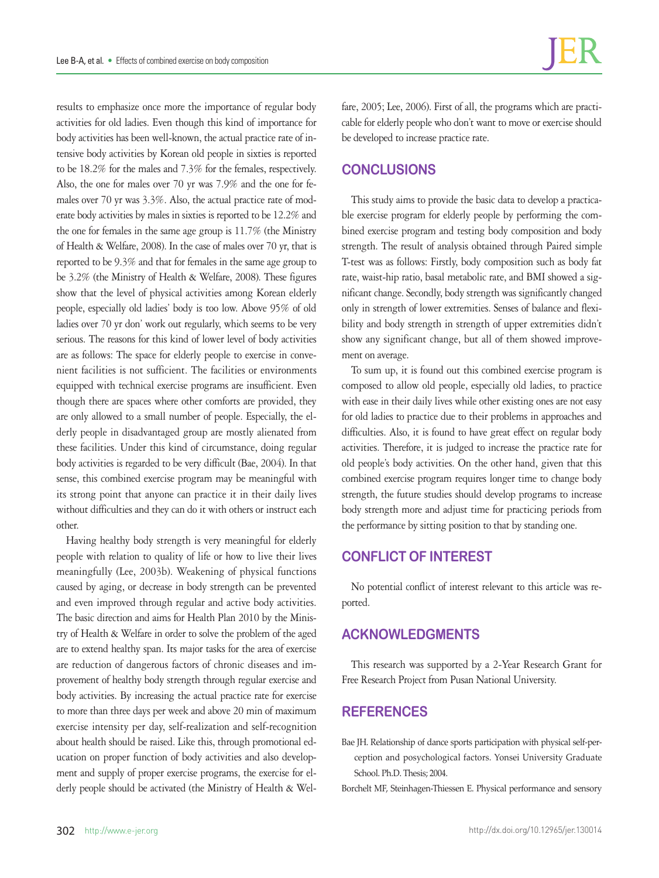results to emphasize once more the importance of regular body activities for old ladies. Even though this kind of importance for body activities has been well-known, the actual practice rate of intensive body activities by Korean old people in sixties is reported to be 18.2% for the males and 7.3% for the females, respectively. Also, the one for males over 70 yr was 7.9% and the one for females over 70 yr was 3.3%. Also, the actual practice rate of moderate body activities by males in sixties is reported to be 12.2% and the one for females in the same age group is 11.7% (the Ministry of Health & Welfare, 2008). In the case of males over 70 yr, that is reported to be 9.3% and that for females in the same age group to be 3.2% (the Ministry of Health & Welfare, 2008). These figures show that the level of physical activities among Korean elderly people, especially old ladies' body is too low. Above 95% of old ladies over 70 yr don' work out regularly, which seems to be very serious. The reasons for this kind of lower level of body activities are as follows: The space for elderly people to exercise in convenient facilities is not sufficient. The facilities or environments equipped with technical exercise programs are insufficient. Even though there are spaces where other comforts are provided, they are only allowed to a small number of people. Especially, the elderly people in disadvantaged group are mostly alienated from these facilities. Under this kind of circumstance, doing regular body activities is regarded to be very difficult (Bae, 2004). In that sense, this combined exercise program may be meaningful with its strong point that anyone can practice it in their daily lives without difficulties and they can do it with others or instruct each other.

Having healthy body strength is very meaningful for elderly people with relation to quality of life or how to live their lives meaningfully (Lee, 2003b). Weakening of physical functions caused by aging, or decrease in body strength can be prevented and even improved through regular and active body activities. The basic direction and aims for Health Plan 2010 by the Ministry of Health & Welfare in order to solve the problem of the aged are to extend healthy span. Its major tasks for the area of exercise are reduction of dangerous factors of chronic diseases and improvement of healthy body strength through regular exercise and body activities. By increasing the actual practice rate for exercise to more than three days per week and above 20 min of maximum exercise intensity per day, self-realization and self-recognition about health should be raised. Like this, through promotional education on proper function of body activities and also development and supply of proper exercise programs, the exercise for elderly people should be activated (the Ministry of Health & Welfare, 2005; Lee, 2006). First of all, the programs which are practicable for elderly people who don't want to move or exercise should be developed to increase practice rate.

## CONCLUSIONS

This study aims to provide the basic data to develop a practicable exercise program for elderly people by performing the combined exercise program and testing body composition and body strength. The result of analysis obtained through Paired simple T-test was as follows: Firstly, body composition such as body fat rate, waist-hip ratio, basal metabolic rate, and BMI showed a significant change. Secondly, body strength was significantly changed only in strength of lower extremities. Senses of balance and flexibility and body strength in strength of upper extremities didn't show any significant change, but all of them showed improvement on average.

To sum up, it is found out this combined exercise program is composed to allow old people, especially old ladies, to practice with ease in their daily lives while other existing ones are not easy for old ladies to practice due to their problems in approaches and difficulties. Also, it is found to have great effect on regular body activities. Therefore, it is judged to increase the practice rate for old people's body activities. On the other hand, given that this combined exercise program requires longer time to change body strength, the future studies should develop programs to increase body strength more and adjust time for practicing periods from the performance by sitting position to that by standing one.

## CONFLICT OF INTEREST

No potential conflict of interest relevant to this article was reported.

## ACKNOWLEDGMENTS

This research was supported by a 2-Year Research Grant for Free Research Project from Pusan National University.

## REFERENCES

Bae JH. Relationship of dance sports participation with physical self-perception and posychological factors. Yonsei University Graduate School. Ph.D. Thesis; 2004.

Borchelt MF, Steinhagen-Thiessen E. Physical performance and sensory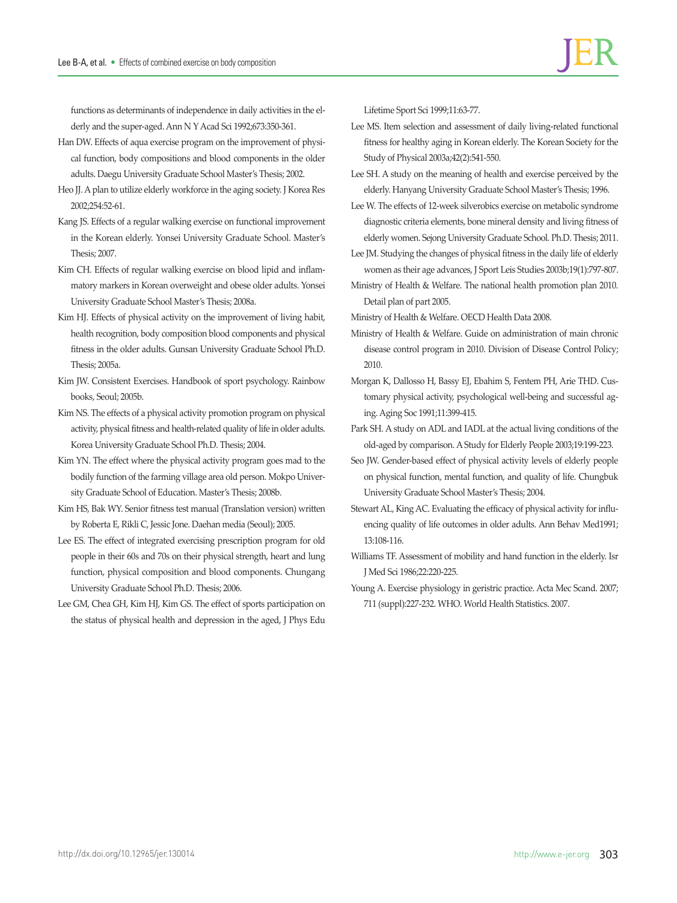functions as determinants of independence in daily activities in the elderly and the super-aged. Ann N Y Acad Sci 1992;673:350-361.

Han DW. Effects of aqua exercise program on the improvement of physical function, body compositions and blood components in the older adults. Daegu University Graduate School Master's Thesis; 2002.

Heo JJ. A plan to utilize elderly workforce in the aging society. J Korea Res 2002;254:52-61.

Kang JS. Effects of a regular walking exercise on functional improvement in the Korean elderly. Yonsei University Graduate School. Master's Thesis; 2007.

Kim CH. Effects of regular walking exercise on blood lipid and inflammatory markers in Korean overweight and obese older adults. Yonsei University Graduate School Master's Thesis; 2008a.

Kim HJ. Effects of physical activity on the improvement of living habit, health recognition, body composition blood components and physical fitness in the older adults. Gunsan University Graduate School Ph.D. Thesis; 2005a.

Kim JW. Consistent Exercises. Handbook of sport psychology. Rainbow books, Seoul; 2005b.

Kim NS. The effects of a physical activity promotion program on physical activity, physical fitness and health-related quality of life in older adults. Korea University Graduate School Ph.D. Thesis; 2004.

Kim YN. The effect where the physical activity program goes mad to the bodily function of the farming village area old person. Mokpo University Graduate School of Education. Master's Thesis; 2008b.

Kim HS, Bak WY. Senior fitness test manual (Translation version) written by Roberta E, Rikli C, Jessic Jone. Daehan media (Seoul); 2005.

Lee ES. The effect of integrated exercising prescription program for old people in their 60s and 70s on their physical strength, heart and lung function, physical composition and blood components. Chungang University Graduate School Ph.D. Thesis; 2006.

Lee GM, Chea GH, Kim HJ, Kim GS. The effect of sports participation on the status of physical health and depression in the aged, J Phys Edu Lifetime Sport Sci 1999;11:63-77.

Lee MS. Item selection and assessment of daily living-related functional fitness for healthy aging in Korean elderly. The Korean Society for the Study of Physical 2003a;42(2):541-550.

Lee SH. A study on the meaning of health and exercise perceived by the elderly. Hanyang University Graduate School Master's Thesis; 1996.

Lee W. The effects of 12-week silverobics exercise on metabolic syndrome diagnostic criteria elements, bone mineral density and living fitness of elderly women. Sejong University Graduate School. Ph.D. Thesis; 2011.

Lee JM. Studying the changes of physical fitness in the daily life of elderly women as their age advances, J Sport Leis Studies 2003b;19(1):797-807.

Ministry of Health & Welfare. The national health promotion plan 2010. Detail plan of part 2005.

Ministry of Health & Welfare. OECD Health Data 2008.

Ministry of Health & Welfare. Guide on administration of main chronic disease control program in 2010. Division of Disease Control Policy; 2010.

Morgan K, Dallosso H, Bassy EJ, Ebahim S, Fentem PH, Arie THD. Customary physical activity, psychological well-being and successful aging. Aging Soc 1991;11:399-415.

Park SH. A study on ADL and IADL at the actual living conditions of the old-aged by comparison. A Study for Elderly People 2003;19:199-223.

Seo JW. Gender-based effect of physical activity levels of elderly people on physical function, mental function, and quality of life. Chungbuk University Graduate School Master's Thesis; 2004.

Stewart AL, King AC. Evaluating the efficacy of physical activity for influencing quality of life outcomes in older adults. Ann Behav Med1991; 13:108-116.

Williams TF. Assessment of mobility and hand function in the elderly. Isr J Med Sci 1986;22:220-225.

Young A. Exercise physiology in geristric practice. Acta Mec Scand. 2007; 711 (suppl):227-232. WHO. World Health Statistics. 2007.